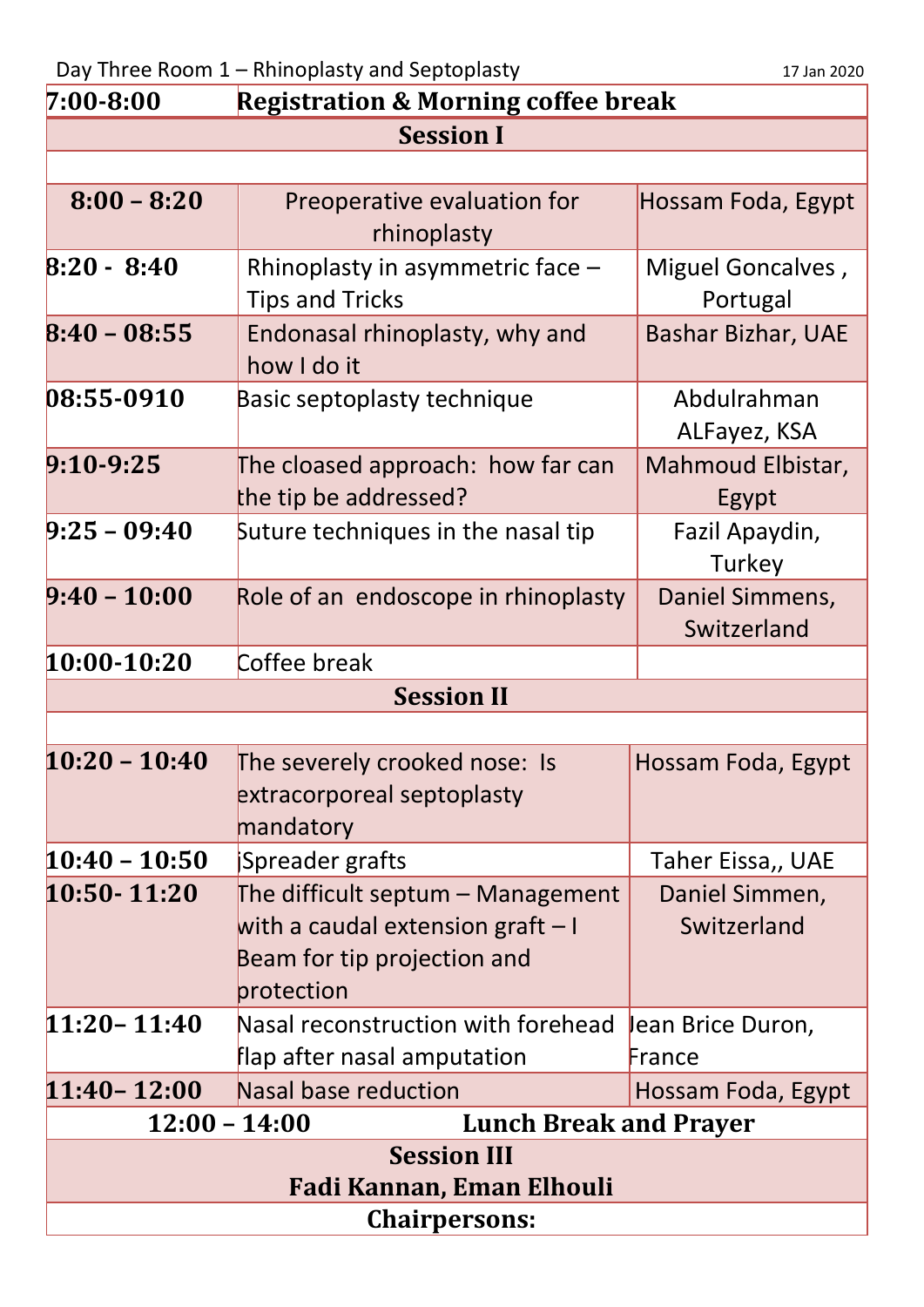Day Three Room 1 – Rhinoplasty and Septoplasty 17 Jan 2020

| **7:00-8:00** | **Registration & Morning coffee break** | |
|---|---|---|
| | **Session I** | |
| | | |
| **8:00 – 8:20** | Preoperative evaluation for rhinoplasty | Hossam Foda, Egypt |
| **8:20 - 8:40** | Rhinoplasty in asymmetric face – Tips and Tricks | Miguel Goncalves , Portugal |
| **8:40 – 08:55** | Endonasal rhinoplasty, why and how I do it | Bashar Bizhar, UAE |
| **08:55-0910** | Basic septoplasty technique | Abdulrahman ALFayez, KSA |
| **9:10-9:25** | The cloased approach: how far can the tip be addressed? | Mahmoud Elbistar, Egypt |
| **9:25 – 09:40** | Suture techniques in the nasal tip | Fazil Apaydin, Turkey |
| **9:40 – 10:00** | Role of an endoscope in rhinoplasty | Daniel Simmens, Switzerland |
| **10:00-10:20** | Coffee break | |
| | **Session II** | |
| | | |
| **10:20 – 10:40** | The severely crooked nose: Is extracorporeal septoplasty mandatory | Hossam Foda, Egypt |
| **10:40 – 10:50** | jSpreader grafts | Taher Eissa,, UAE |
| **10:50- 11:20** | The difficult septum – Management with a caudal extension graft – I Beam for tip projection and protection | Daniel Simmen, Switzerland |
| **11:20– 11:40** | Nasal reconstruction with forehead flap after nasal amputation | Jean Brice Duron, France |
| **11:40– 12:00** | Nasal base reduction | Hossam Foda, Egypt |
| **12:00 – 14:00** | **Lunch Break and Prayer** | |
| | **Session III** | |
| | **Fadi Kannan, Eman Elhouli** | |
| | **Chairpersons:** | |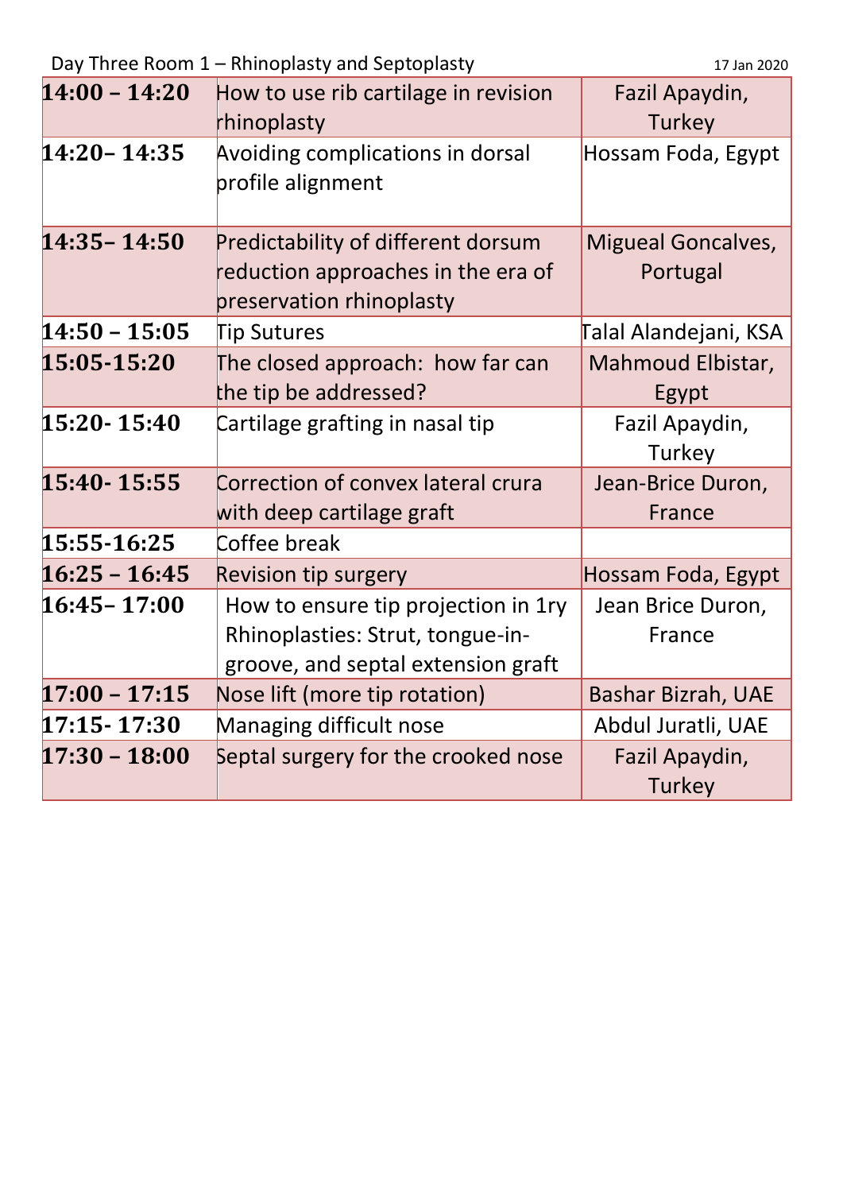Day Three Room 1 – Rhinoplasty and Septoplasty 17 Jan 2020

| | | |
|---|---|---|
| **14:00 – 14:20** | How to use rib cartilage in revision rhinoplasty | Fazil Apaydin, Turkey |
| **14:20– 14:35** | Avoiding complications in dorsal profile alignment | Hossam Foda, Egypt |
| **14:35– 14:50** | Predictability of different dorsum reduction approaches in the era of preservation rhinoplasty | Migueal Goncalves, Portugal |
| **14:50 – 15:05** | Tip Sutures | Talal Alandejani, KSA |
| **15:05-15:20** | The closed approach: how far can the tip be addressed? | Mahmoud Elbistar, Egypt |
| **15:20- 15:40** | Cartilage grafting in nasal tip | Fazil Apaydin, Turkey |
| **15:40- 15:55** | Correction of convex lateral crura with deep cartilage graft | Jean-Brice Duron, France |
| **15:55-16:25** | Coffee break | |
| **16:25 – 16:45** | Revision tip surgery | Hossam Foda, Egypt |
| **16:45– 17:00** | How to ensure tip projection in 1ry Rhinoplasties: Strut, tongue-in-groove, and septal extension graft | Jean Brice Duron, France |
| **17:00 – 17:15** | Nose lift (more tip rotation) | Bashar Bizrah, UAE |
| **17:15- 17:30** | Managing difficult nose | Abdul Juratli, UAE |
| **17:30 – 18:00** | Septal surgery for the crooked nose | Fazil Apaydin, Turkey |